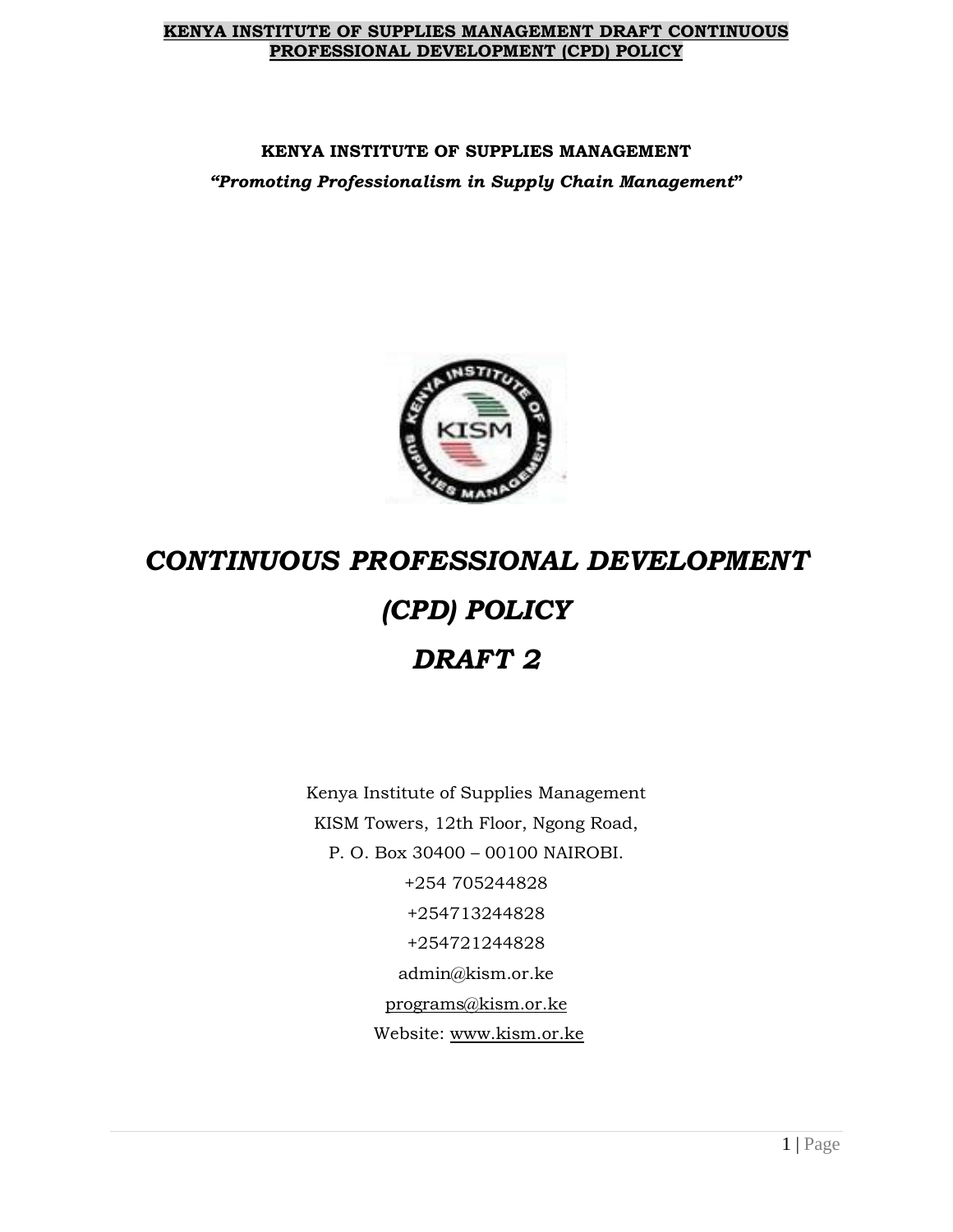**KENYA INSTITUTE OF SUPPLIES MANAGEMENT**

***"Promoting Professionalism in Supply Chain Management"***

# *CONTINUOUS PROFESSIONAL DEVELOPMENT (CPD) POLICY*

# *DRAFT 2*

Kenya Institute of Supplies Management
KISM Towers, 12th Floor, Ngong Road,
P. O. Box 30400 – 00100 NAIROBI.
+254 705244828
+254713244828
+254721244828
admin@kism.or.ke
programs@kism.or.ke
Website: www.kism.or.ke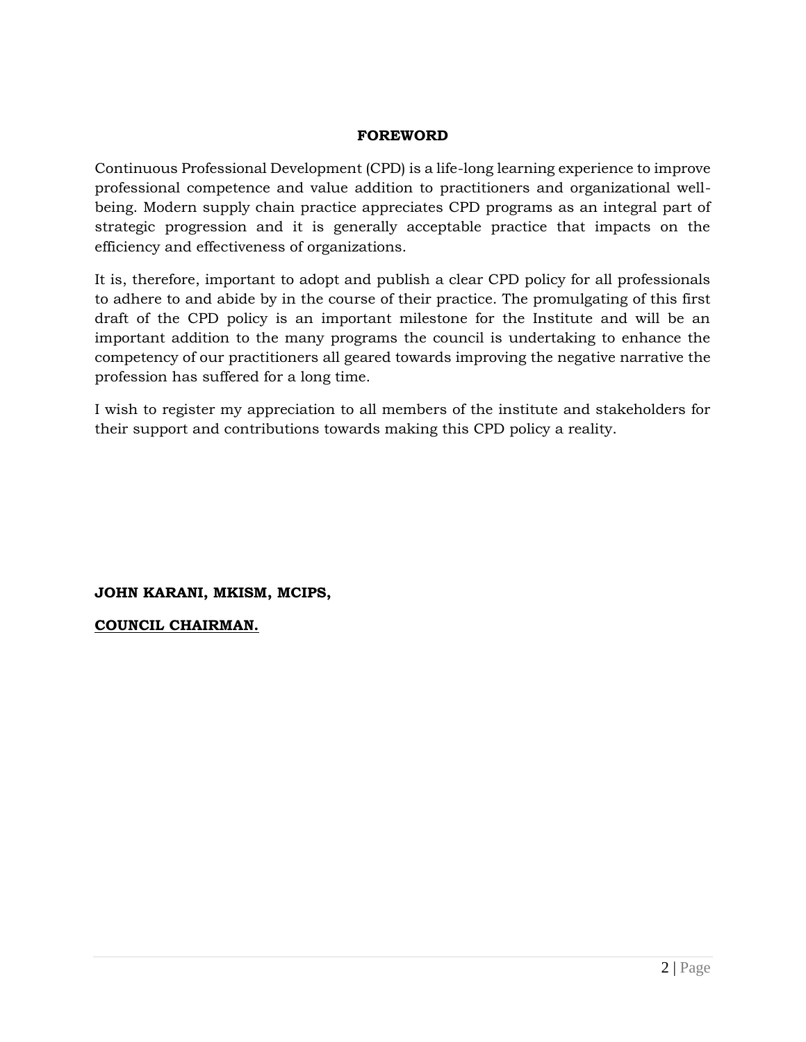## FOREWORD

Continuous Professional Development (CPD) is a life-long learning experience to improve professional competence and value addition to practitioners and organizational well-being. Modern supply chain practice appreciates CPD programs as an integral part of strategic progression and it is generally acceptable practice that impacts on the efficiency and effectiveness of organizations.

It is, therefore, important to adopt and publish a clear CPD policy for all professionals to adhere to and abide by in the course of their practice. The promulgating of this first draft of the CPD policy is an important milestone for the Institute and will be an important addition to the many programs the council is undertaking to enhance the competency of our practitioners all geared towards improving the negative narrative the profession has suffered for a long time.

I wish to register my appreciation to all members of the institute and stakeholders for their support and contributions towards making this CPD policy a reality.

**JOHN KARANI, MKISM, MCIPS,**

**COUNCIL CHAIRMAN.**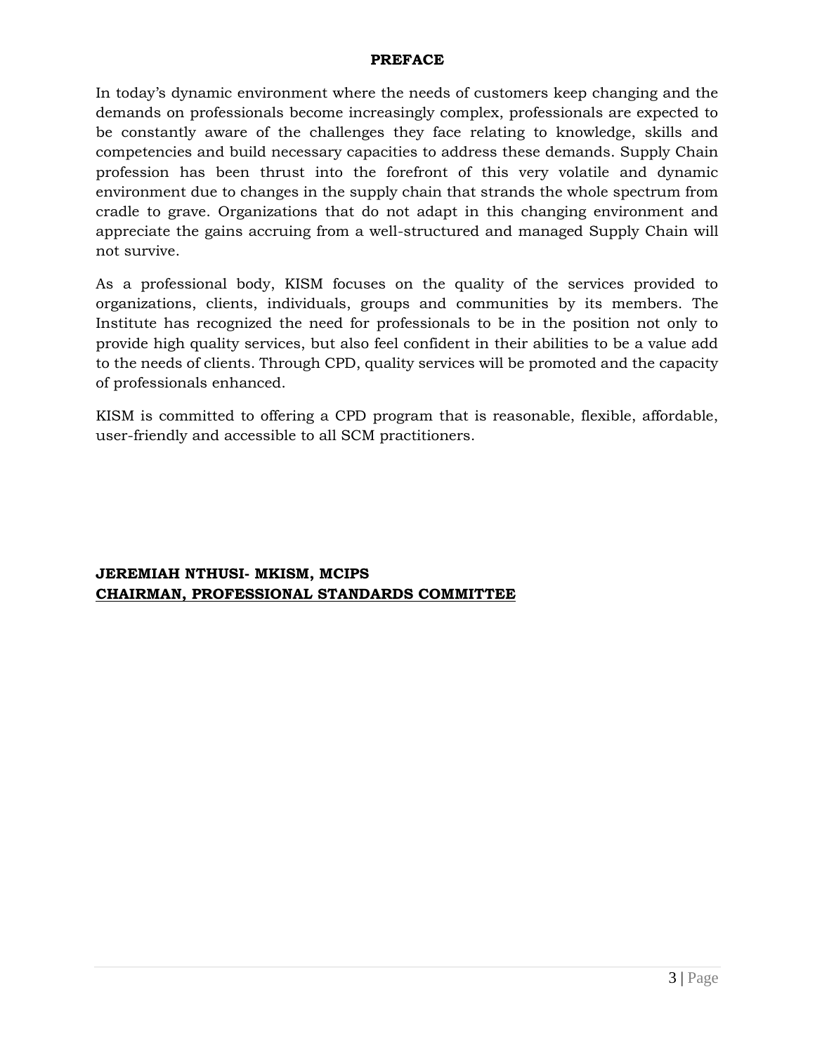# PREFACE

In today's dynamic environment where the needs of customers keep changing and the demands on professionals become increasingly complex, professionals are expected to be constantly aware of the challenges they face relating to knowledge, skills and competencies and build necessary capacities to address these demands. Supply Chain profession has been thrust into the forefront of this very volatile and dynamic environment due to changes in the supply chain that strands the whole spectrum from cradle to grave. Organizations that do not adapt in this changing environment and appreciate the gains accruing from a well-structured and managed Supply Chain will not survive.

As a professional body, KISM focuses on the quality of the services provided to organizations, clients, individuals, groups and communities by its members. The Institute has recognized the need for professionals to be in the position not only to provide high quality services, but also feel confident in their abilities to be a value add to the needs of clients. Through CPD, quality services will be promoted and the capacity of professionals enhanced.

KISM is committed to offering a CPD program that is reasonable, flexible, affordable, user-friendly and accessible to all SCM practitioners.

**JEREMIAH NTHUSI- MKISM, MCIPS**
**CHAIRMAN, PROFESSIONAL STANDARDS COMMITTEE**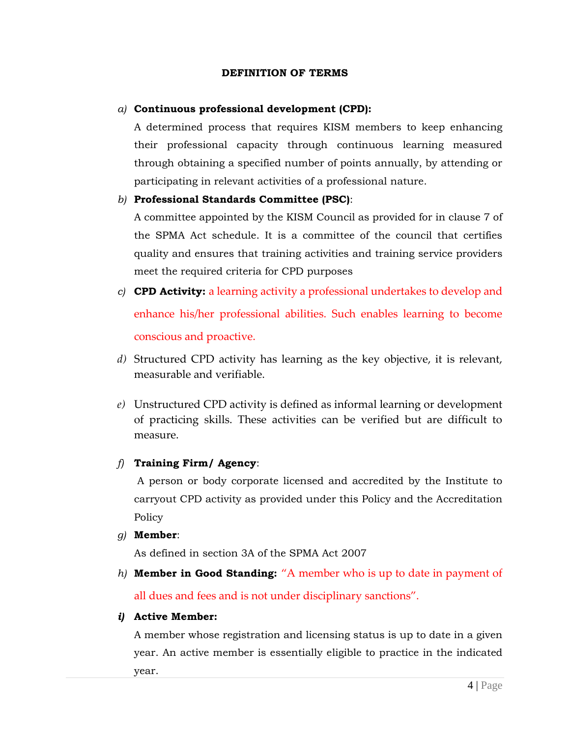## DEFINITION OF TERMS

*a)* **Continuous professional development (CPD):**

A determined process that requires KISM members to keep enhancing their professional capacity through continuous learning measured through obtaining a specified number of points annually, by attending or participating in relevant activities of a professional nature.

*b)* **Professional Standards Committee (PSC)**:

A committee appointed by the KISM Council as provided for in clause 7 of the SPMA Act schedule. It is a committee of the council that certifies quality and ensures that training activities and training service providers meet the required criteria for CPD purposes

*c)* **CPD Activity:** a learning activity a professional undertakes to develop and enhance his/her professional abilities. Such enables learning to become conscious and proactive.

*d)* Structured CPD activity has learning as the key objective, it is relevant, measurable and verifiable.

*e)* Unstructured CPD activity is defined as informal learning or development of practicing skills. These activities can be verified but are difficult to measure.

*f)* **Training Firm/ Agency**:

A person or body corporate licensed and accredited by the Institute to carryout CPD activity as provided under this Policy and the Accreditation Policy

*g)* **Member**:

As defined in section 3A of the SPMA Act 2007

*h)* **Member in Good Standing:** "A member who is up to date in payment of all dues and fees and is not under disciplinary sanctions".

***i)*** **Active Member:**

A member whose registration and licensing status is up to date in a given year. An active member is essentially eligible to practice in the indicated year.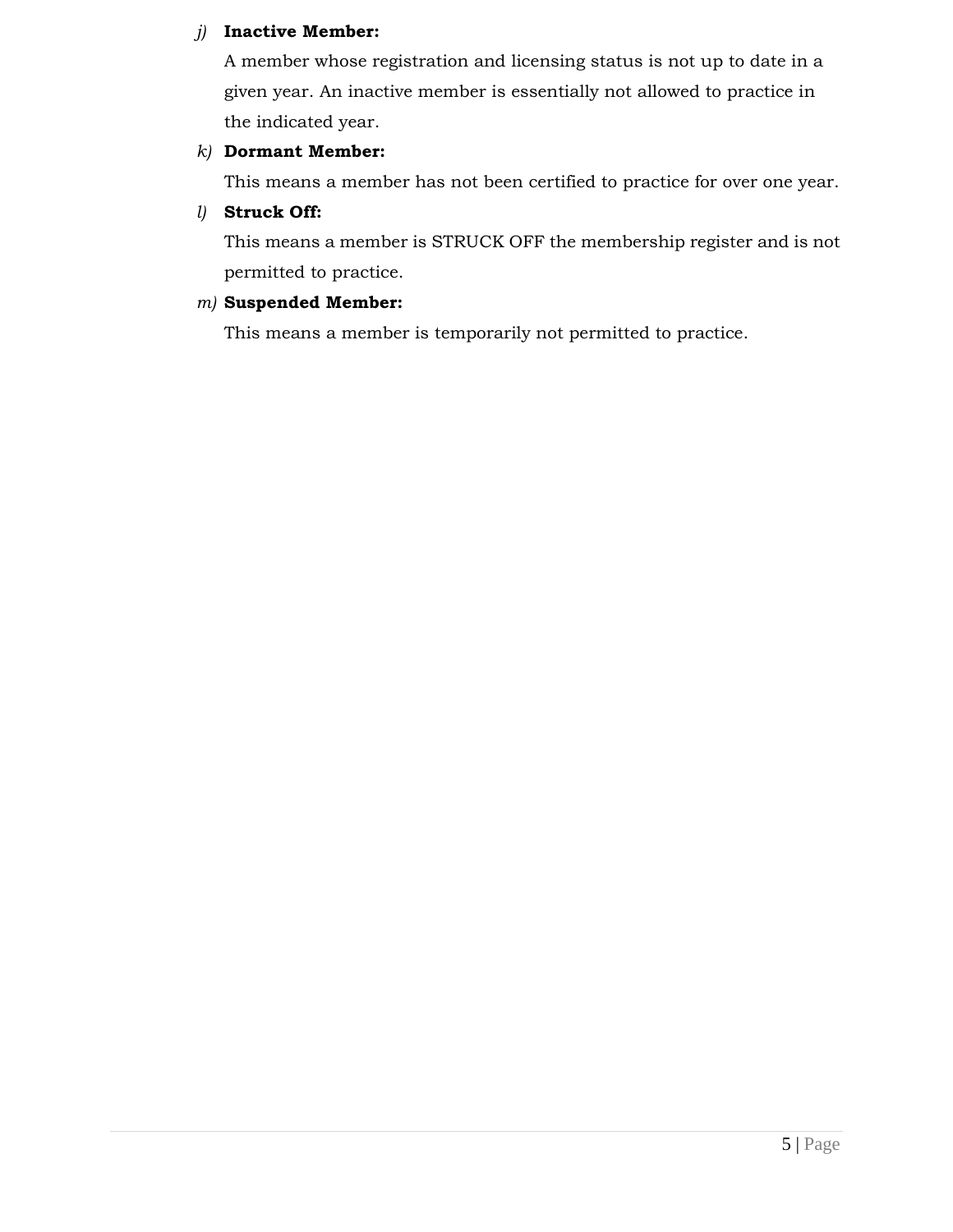*j)* **Inactive Member:**

A member whose registration and licensing status is not up to date in a given year. An inactive member is essentially not allowed to practice in the indicated year.

*k)* **Dormant Member:**

This means a member has not been certified to practice for over one year.

*l)* **Struck Off:**

This means a member is STRUCK OFF the membership register and is not permitted to practice.

*m)* **Suspended Member:**

This means a member is temporarily not permitted to practice.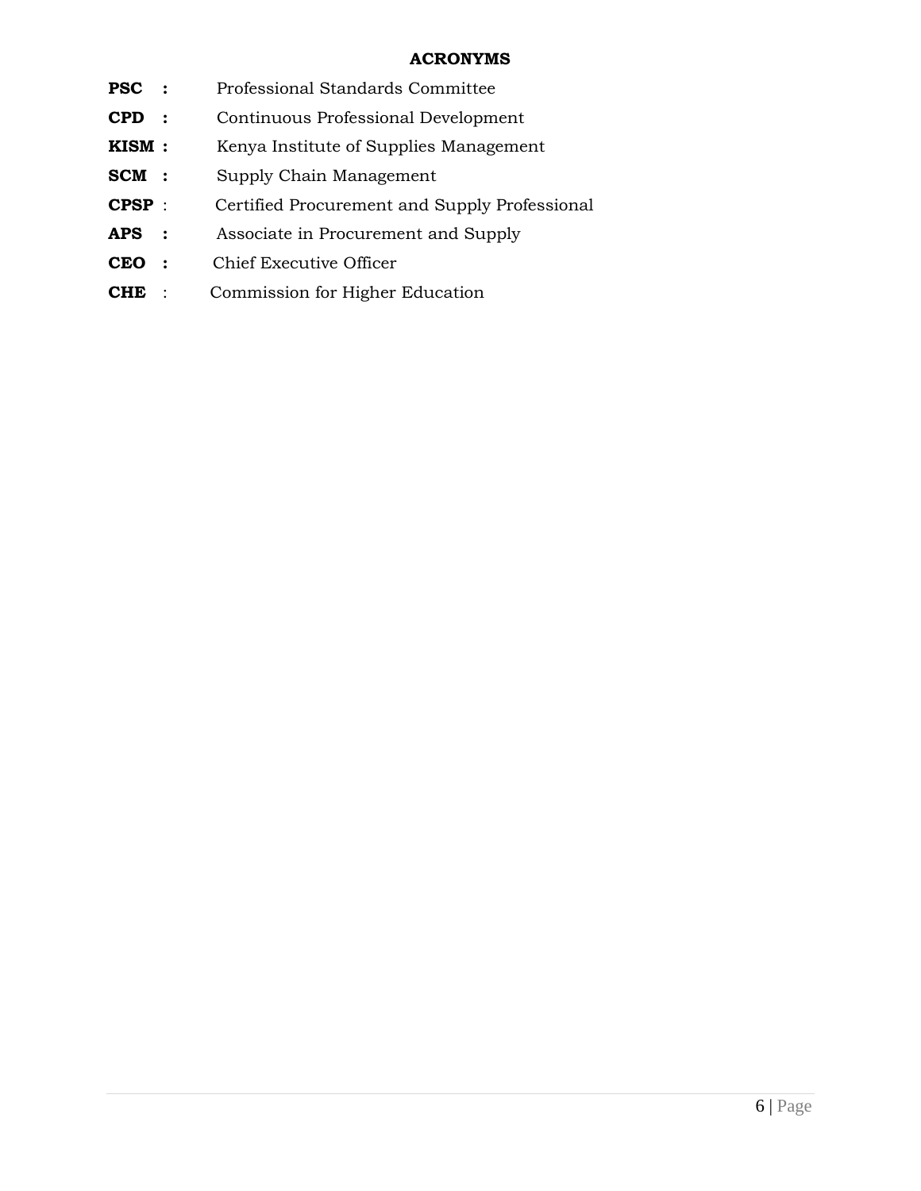## ACRONYMS

**PSC :** Professional Standards Committee

**CPD :** Continuous Professional Development

**KISM :** Kenya Institute of Supplies Management

**SCM :** Supply Chain Management

**CPSP** : Certified Procurement and Supply Professional

**APS :** Associate in Procurement and Supply

**CEO :** Chief Executive Officer

**CHE** : Commission for Higher Education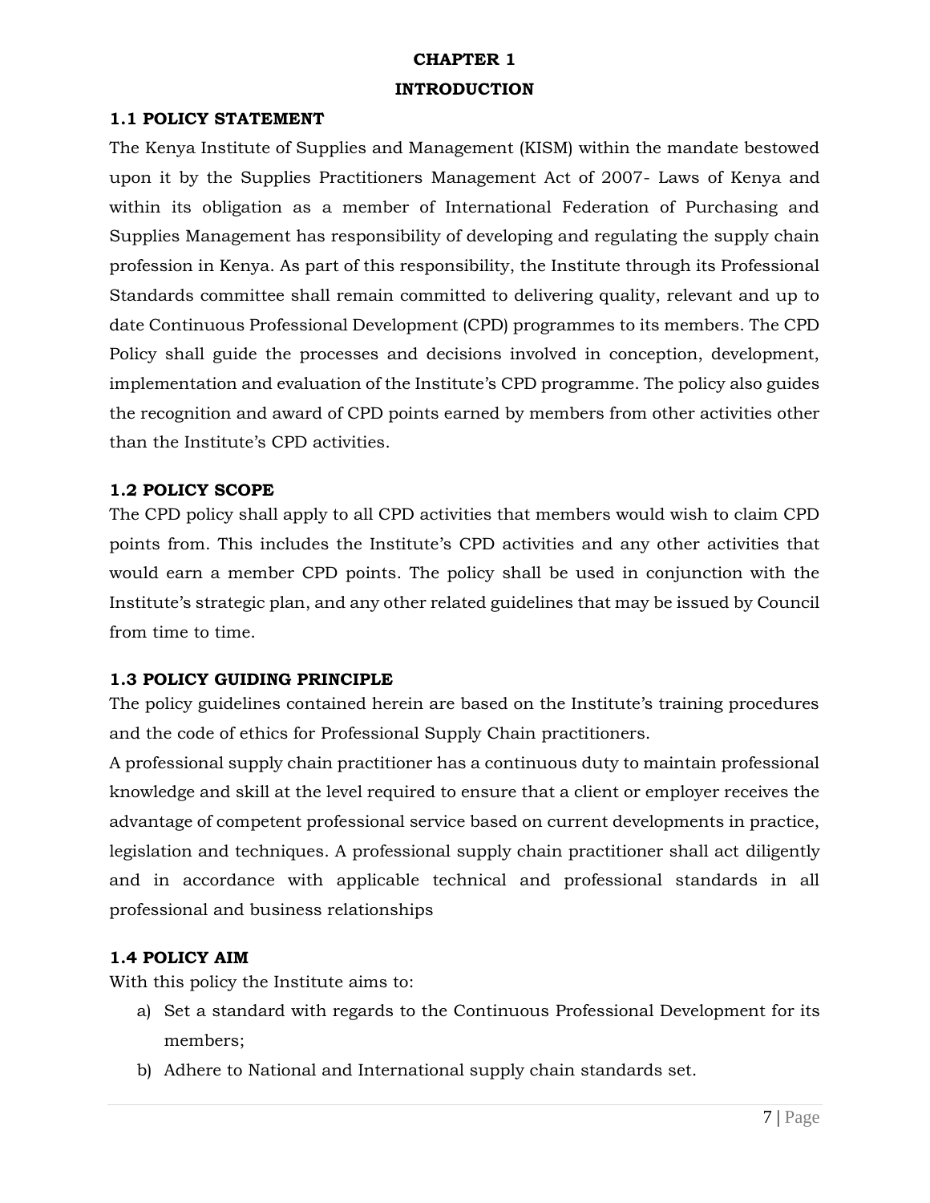# CHAPTER 1

# INTRODUCTION

## 1.1 POLICY STATEMENT

The Kenya Institute of Supplies and Management (KISM) within the mandate bestowed upon it by the Supplies Practitioners Management Act of 2007- Laws of Kenya and within its obligation as a member of International Federation of Purchasing and Supplies Management has responsibility of developing and regulating the supply chain profession in Kenya. As part of this responsibility, the Institute through its Professional Standards committee shall remain committed to delivering quality, relevant and up to date Continuous Professional Development (CPD) programmes to its members. The CPD Policy shall guide the processes and decisions involved in conception, development, implementation and evaluation of the Institute's CPD programme. The policy also guides the recognition and award of CPD points earned by members from other activities other than the Institute's CPD activities.

## 1.2 POLICY SCOPE

The CPD policy shall apply to all CPD activities that members would wish to claim CPD points from. This includes the Institute's CPD activities and any other activities that would earn a member CPD points. The policy shall be used in conjunction with the Institute's strategic plan, and any other related guidelines that may be issued by Council from time to time.

## 1.3 POLICY GUIDING PRINCIPLE

The policy guidelines contained herein are based on the Institute's training procedures and the code of ethics for Professional Supply Chain practitioners.

A professional supply chain practitioner has a continuous duty to maintain professional knowledge and skill at the level required to ensure that a client or employer receives the advantage of competent professional service based on current developments in practice, legislation and techniques. A professional supply chain practitioner shall act diligently and in accordance with applicable technical and professional standards in all professional and business relationships

## 1.4 POLICY AIM

With this policy the Institute aims to:

a) Set a standard with regards to the Continuous Professional Development for its members;
b) Adhere to National and International supply chain standards set.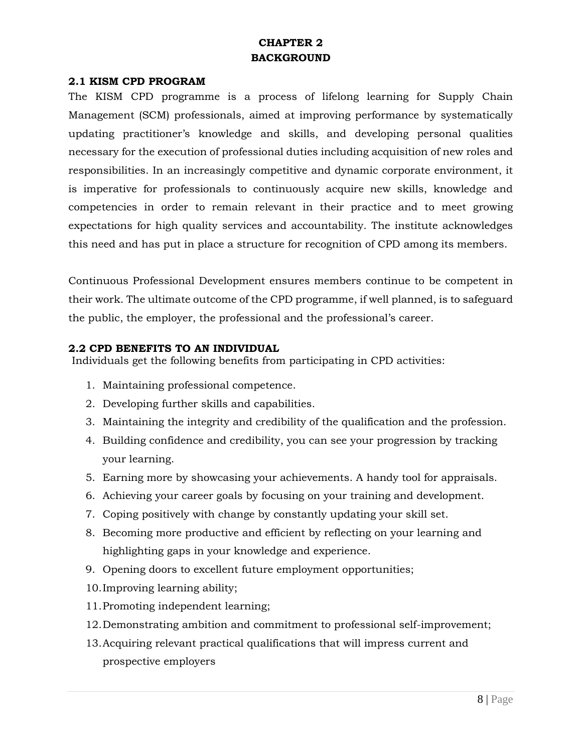# CHAPTER 2
# BACKGROUND

## 2.1 KISM CPD PROGRAM

The KISM CPD programme is a process of lifelong learning for Supply Chain Management (SCM) professionals, aimed at improving performance by systematically updating practitioner's knowledge and skills, and developing personal qualities necessary for the execution of professional duties including acquisition of new roles and responsibilities. In an increasingly competitive and dynamic corporate environment, it is imperative for professionals to continuously acquire new skills, knowledge and competencies in order to remain relevant in their practice and to meet growing expectations for high quality services and accountability. The institute acknowledges this need and has put in place a structure for recognition of CPD among its members.

Continuous Professional Development ensures members continue to be competent in their work. The ultimate outcome of the CPD programme, if well planned, is to safeguard the public, the employer, the professional and the professional's career.

## 2.2 CPD BENEFITS TO AN INDIVIDUAL

Individuals get the following benefits from participating in CPD activities:

1. Maintaining professional competence.
2. Developing further skills and capabilities.
3. Maintaining the integrity and credibility of the qualification and the profession.
4. Building confidence and credibility, you can see your progression by tracking your learning.
5. Earning more by showcasing your achievements. A handy tool for appraisals.
6. Achieving your career goals by focusing on your training and development.
7. Coping positively with change by constantly updating your skill set.
8. Becoming more productive and efficient by reflecting on your learning and highlighting gaps in your knowledge and experience.
9. Opening doors to excellent future employment opportunities;
10. Improving learning ability;
11. Promoting independent learning;
12. Demonstrating ambition and commitment to professional self-improvement;
13. Acquiring relevant practical qualifications that will impress current and prospective employers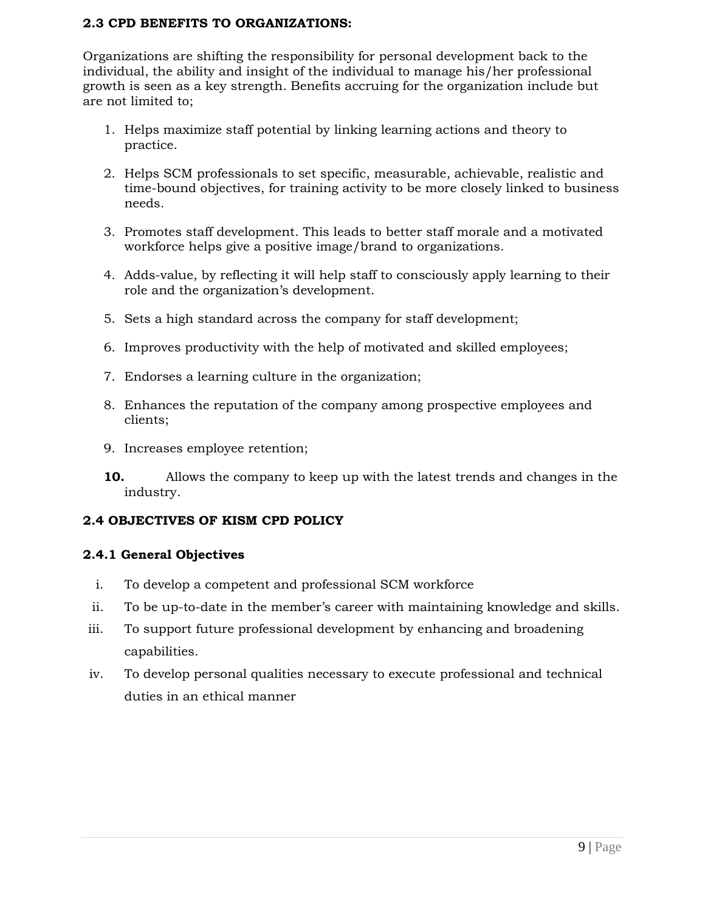### 2.3 CPD BENEFITS TO ORGANIZATIONS:

Organizations are shifting the responsibility for personal development back to the individual, the ability and insight of the individual to manage his/her professional growth is seen as a key strength. Benefits accruing for the organization include but are not limited to;

1. Helps maximize staff potential by linking learning actions and theory to practice.
2. Helps SCM professionals to set specific, measurable, achievable, realistic and time-bound objectives, for training activity to be more closely linked to business needs.
3. Promotes staff development. This leads to better staff morale and a motivated workforce helps give a positive image/brand to organizations.
4. Adds-value, by reflecting it will help staff to consciously apply learning to their role and the organization's development.
5. Sets a high standard across the company for staff development;
6. Improves productivity with the help of motivated and skilled employees;
7. Endorses a learning culture in the organization;
8. Enhances the reputation of the company among prospective employees and clients;
9. Increases employee retention;
10. Allows the company to keep up with the latest trends and changes in the industry.

### 2.4 OBJECTIVES OF KISM CPD POLICY

#### 2.4.1 General Objectives

i. To develop a competent and professional SCM workforce
ii. To be up-to-date in the member's career with maintaining knowledge and skills.
iii. To support future professional development by enhancing and broadening capabilities.
iv. To develop personal qualities necessary to execute professional and technical duties in an ethical manner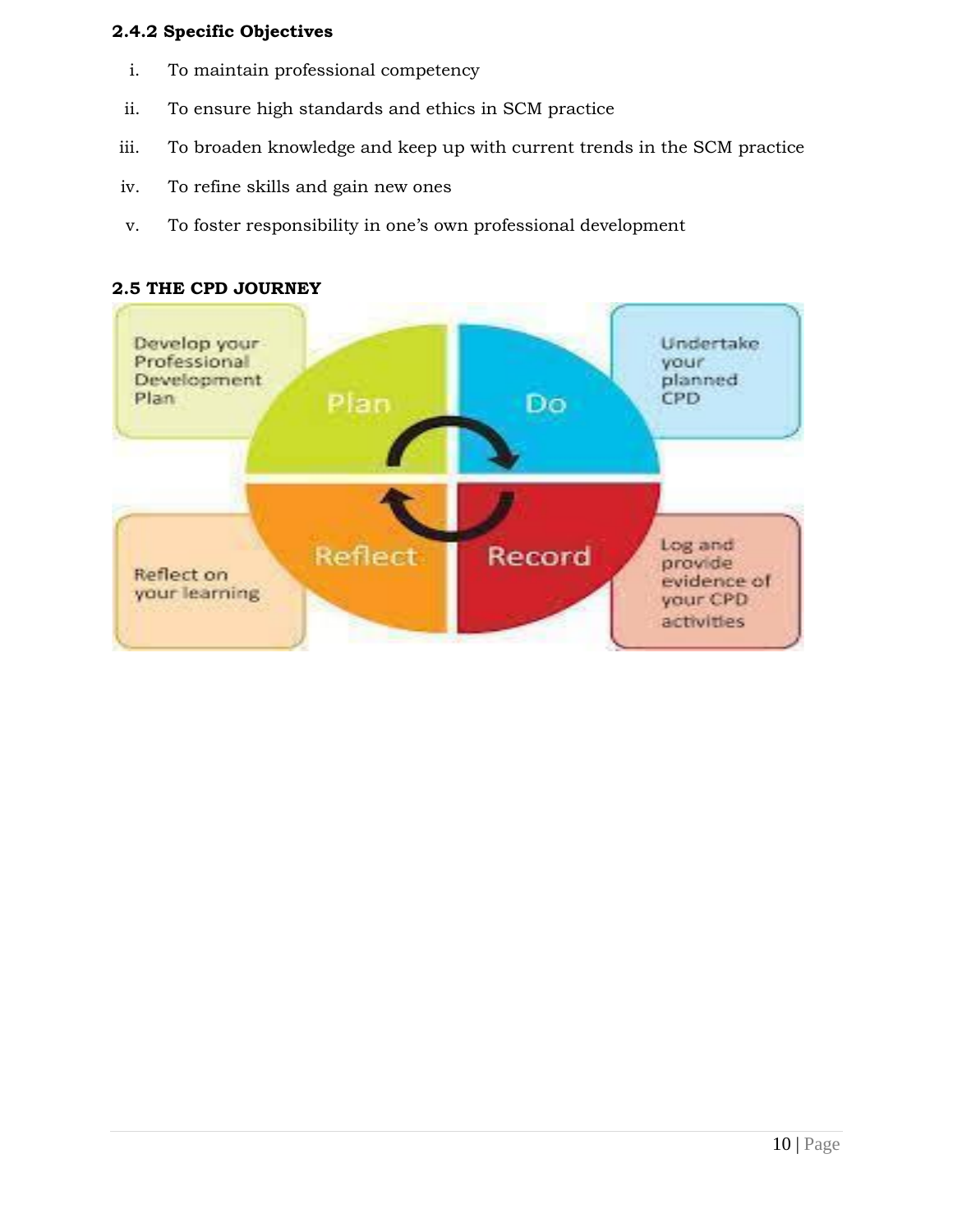### 2.4.2 Specific Objectives

1. To maintain professional competency
2. To ensure high standards and ethics in SCM practice
3. To broaden knowledge and keep up with current trends in the SCM practice
4. To refine skills and gain new ones
5. To foster responsibility in one's own professional development

### 2.5 THE CPD JOURNEY

Develop your Professional Development Plan

Plan

Do

Undertake your planned CPD

Reflect on your learning

Reflect

Record

Log and provide evidence of your CPD activities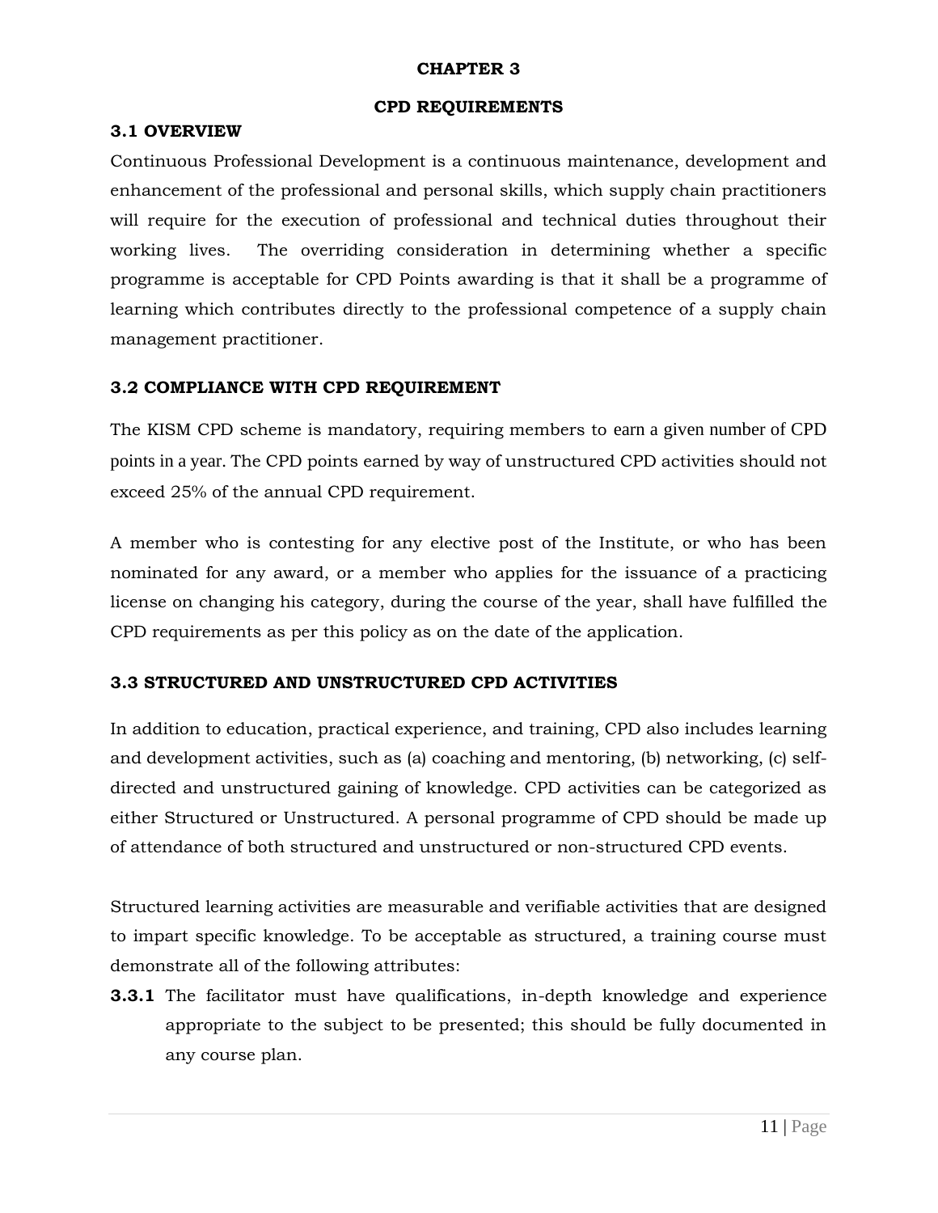# CHAPTER 3

## CPD REQUIREMENTS

### 3.1 OVERVIEW

Continuous Professional Development is a continuous maintenance, development and enhancement of the professional and personal skills, which supply chain practitioners will require for the execution of professional and technical duties throughout their working lives. The overriding consideration in determining whether a specific programme is acceptable for CPD Points awarding is that it shall be a programme of learning which contributes directly to the professional competence of a supply chain management practitioner.

### 3.2 COMPLIANCE WITH CPD REQUIREMENT

The KISM CPD scheme is mandatory, requiring members to earn a given number of CPD points in a year. The CPD points earned by way of unstructured CPD activities should not exceed 25% of the annual CPD requirement.

A member who is contesting for any elective post of the Institute, or who has been nominated for any award, or a member who applies for the issuance of a practicing license on changing his category, during the course of the year, shall have fulfilled the CPD requirements as per this policy as on the date of the application.

### 3.3 STRUCTURED AND UNSTRUCTURED CPD ACTIVITIES

In addition to education, practical experience, and training, CPD also includes learning and development activities, such as (a) coaching and mentoring, (b) networking, (c) self-directed and unstructured gaining of knowledge. CPD activities can be categorized as either Structured or Unstructured. A personal programme of CPD should be made up of attendance of both structured and unstructured or non-structured CPD events.

Structured learning activities are measurable and verifiable activities that are designed to impart specific knowledge. To be acceptable as structured, a training course must demonstrate all of the following attributes:

**3.3.1** The facilitator must have qualifications, in-depth knowledge and experience appropriate to the subject to be presented; this should be fully documented in any course plan.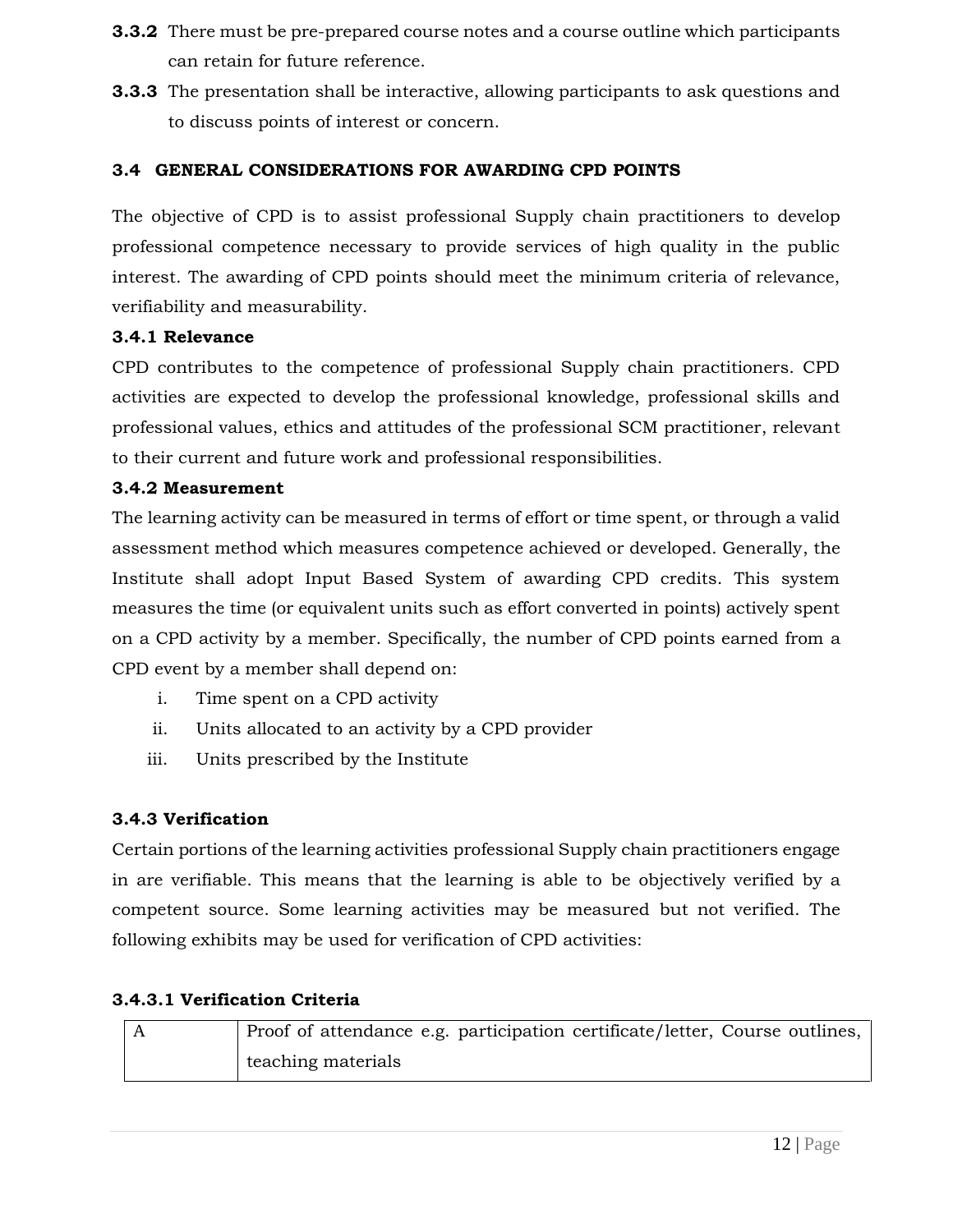**3.3.2** There must be pre-prepared course notes and a course outline which participants can retain for future reference.

**3.3.3** The presentation shall be interactive, allowing participants to ask questions and to discuss points of interest or concern.

## 3.4 GENERAL CONSIDERATIONS FOR AWARDING CPD POINTS

The objective of CPD is to assist professional Supply chain practitioners to develop professional competence necessary to provide services of high quality in the public interest. The awarding of CPD points should meet the minimum criteria of relevance, verifiability and measurability.

### 3.4.1 Relevance

CPD contributes to the competence of professional Supply chain practitioners. CPD activities are expected to develop the professional knowledge, professional skills and professional values, ethics and attitudes of the professional SCM practitioner, relevant to their current and future work and professional responsibilities.

### 3.4.2 Measurement

The learning activity can be measured in terms of effort or time spent, or through a valid assessment method which measures competence achieved or developed. Generally, the Institute shall adopt Input Based System of awarding CPD credits. This system measures the time (or equivalent units such as effort converted in points) actively spent on a CPD activity by a member. Specifically, the number of CPD points earned from a CPD event by a member shall depend on:

i. Time spent on a CPD activity
ii. Units allocated to an activity by a CPD provider
iii. Units prescribed by the Institute

### 3.4.3 Verification

Certain portions of the learning activities professional Supply chain practitioners engage in are verifiable. This means that the learning is able to be objectively verified by a competent source. Some learning activities may be measured but not verified. The following exhibits may be used for verification of CPD activities:

#### 3.4.3.1 Verification Criteria

| | |
|---|---|
| A | Proof of attendance e.g. participation certificate/letter, Course outlines, teaching materials |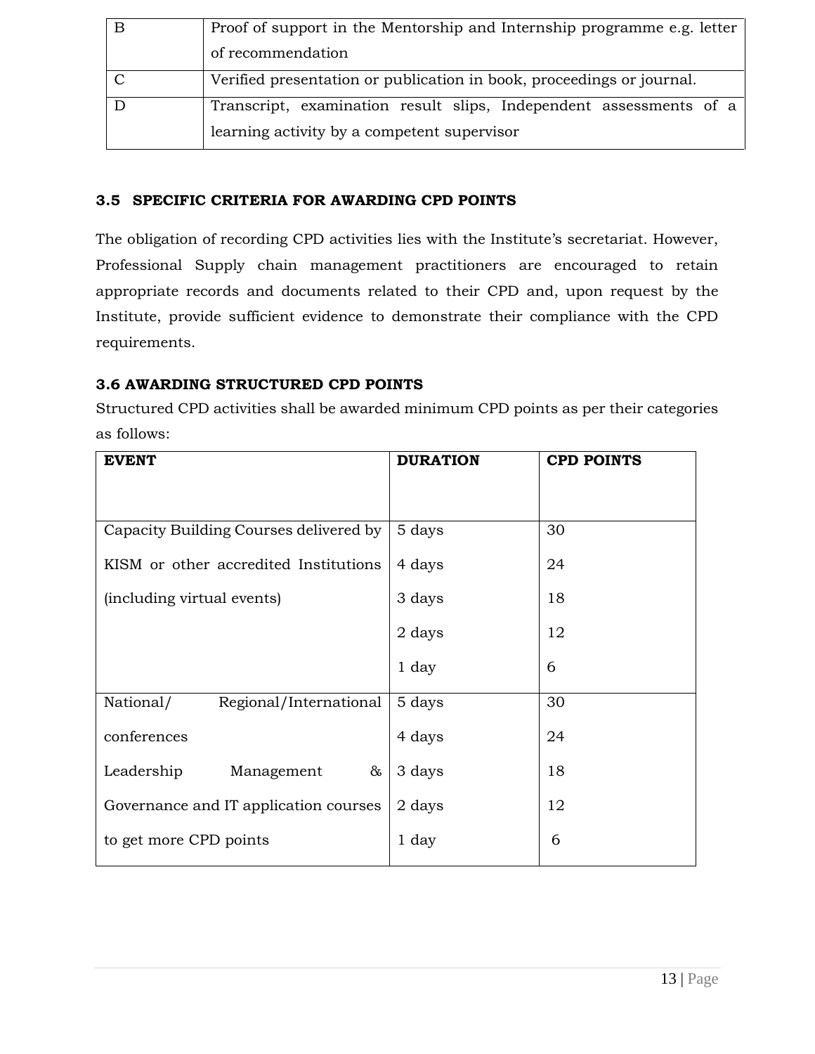| B | Proof of support in the Mentorship and Internship programme e.g. letter of recommendation |
| --- | --- |
| C | Verified presentation or publication in book, proceedings or journal. |
| D | Transcript, examination result slips, Independent assessments of a learning activity by a competent supervisor |

### 3.5 SPECIFIC CRITERIA FOR AWARDING CPD POINTS

The obligation of recording CPD activities lies with the Institute's secretariat. However, Professional Supply chain management practitioners are encouraged to retain appropriate records and documents related to their CPD and, upon request by the Institute, provide sufficient evidence to demonstrate their compliance with the CPD requirements.

### 3.6 AWARDING STRUCTURED CPD POINTS

Structured CPD activities shall be awarded minimum CPD points as per their categories as follows:

| EVENT | DURATION | CPD POINTS |
| --- | --- | --- |
| Capacity Building Courses delivered by KISM or other accredited Institutions (including virtual events) | 5 days | 30 |
| | 4 days | 24 |
| | 3 days | 18 |
| | 2 days | 12 |
| | 1 day | 6 |
| National/ Regional/International conferences Leadership Management & Governance and IT application courses to get more CPD points | 5 days | 30 |
| | 4 days | 24 |
| | 3 days | 18 |
| | 2 days | 12 |
| | 1 day | 6 |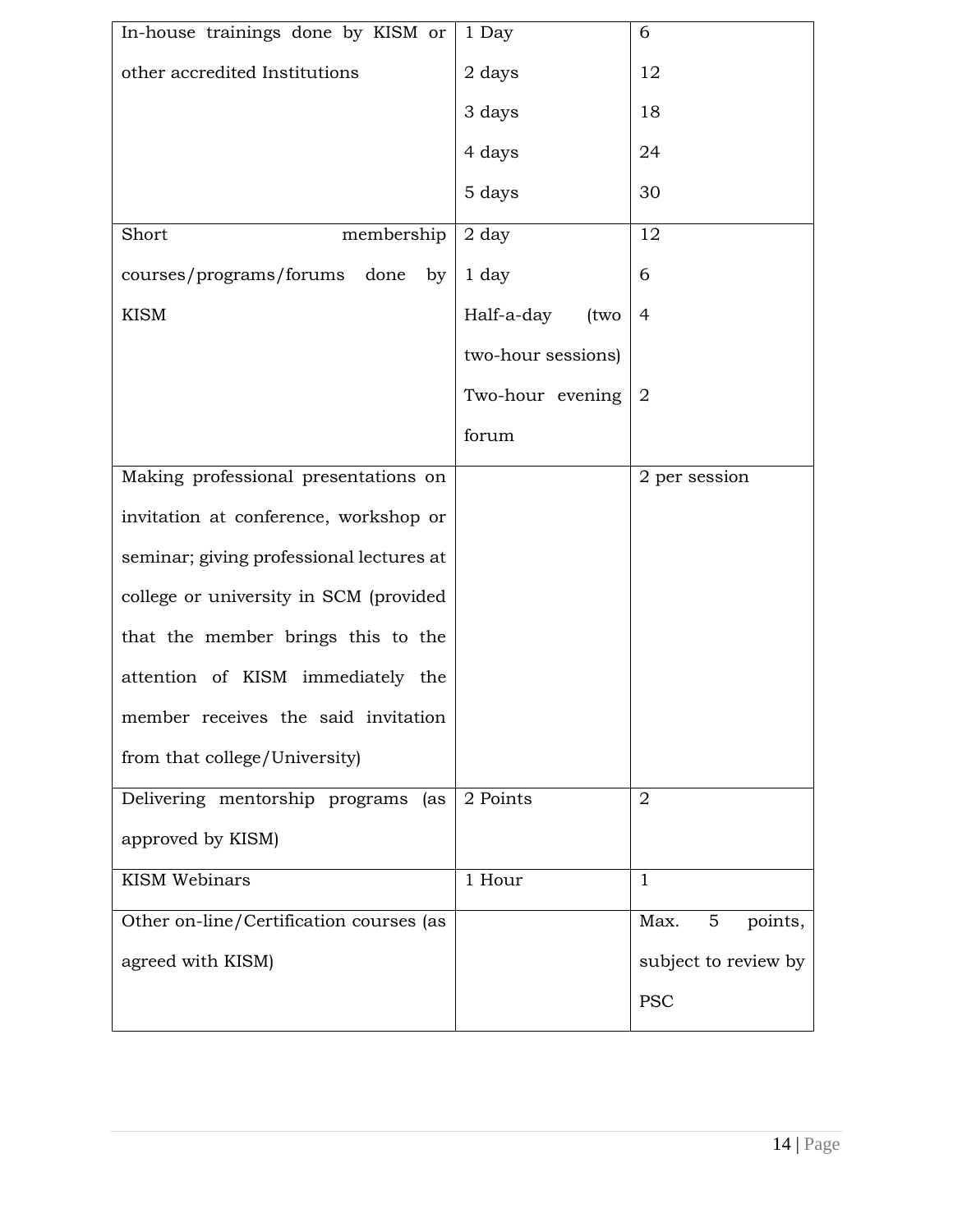| | | |
|---|---|---|
| In-house trainings done by KISM or other accredited Institutions | 1 Day | 6 |
| | 2 days | 12 |
| | 3 days | 18 |
| | 4 days | 24 |
| | 5 days | 30 |
| Short membership courses/programs/forums done by KISM | 2 day | 12 |
| | 1 day | 6 |
| | Half-a-day (two two-hour sessions) | 4 |
| | Two-hour evening forum | 2 |
| Making professional presentations on invitation at conference, workshop or seminar; giving professional lectures at college or university in SCM (provided that the member brings this to the attention of KISM immediately the member receives the said invitation from that college/University) | | 2 per session |
| Delivering mentorship programs (as approved by KISM) | 2 Points | 2 |
| KISM Webinars | 1 Hour | 1 |
| Other on-line/Certification courses (as agreed with KISM) | | Max. 5 points, subject to review by PSC |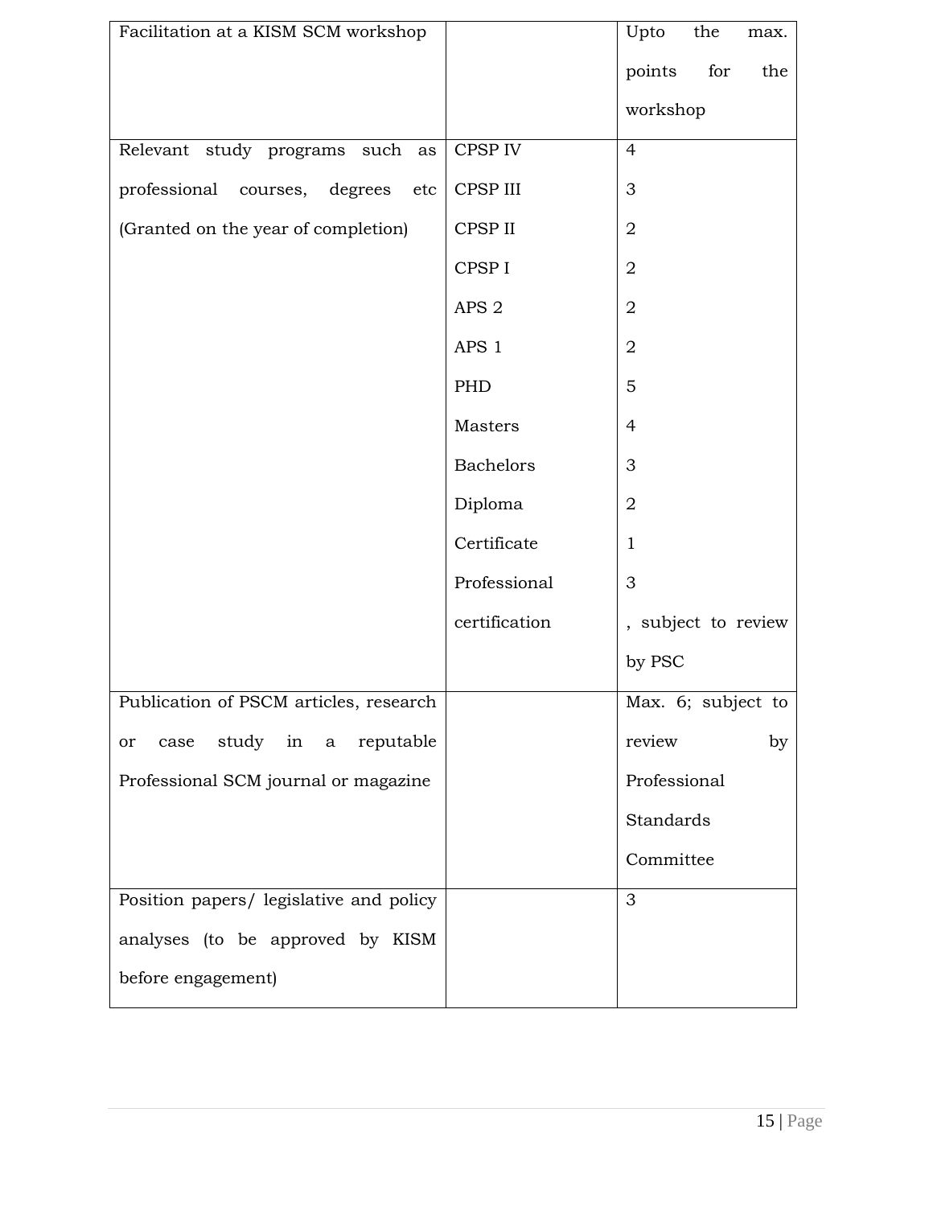| | | |
|---|---|---|
| Facilitation at a KISM SCM workshop | | Upto the max. points for the workshop |
| Relevant study programs such as professional courses, degrees etc (Granted on the year of completion) | CPSP IV | 4 |
| | CPSP III | 3 |
| | CPSP II | 2 |
| | CPSP I | 2 |
| | APS 2 | 2 |
| | APS 1 | 2 |
| | PHD | 5 |
| | Masters | 4 |
| | Bachelors | 3 |
| | Diploma | 2 |
| | Certificate | 1 |
| | Professional certification | 3, subject to review by PSC |
| Publication of PSCM articles, research or case study in a reputable Professional SCM journal or magazine | | Max. 6; subject to review by Professional Standards Committee |
| Position papers/ legislative and policy analyses (to be approved by KISM before engagement) | | 3 |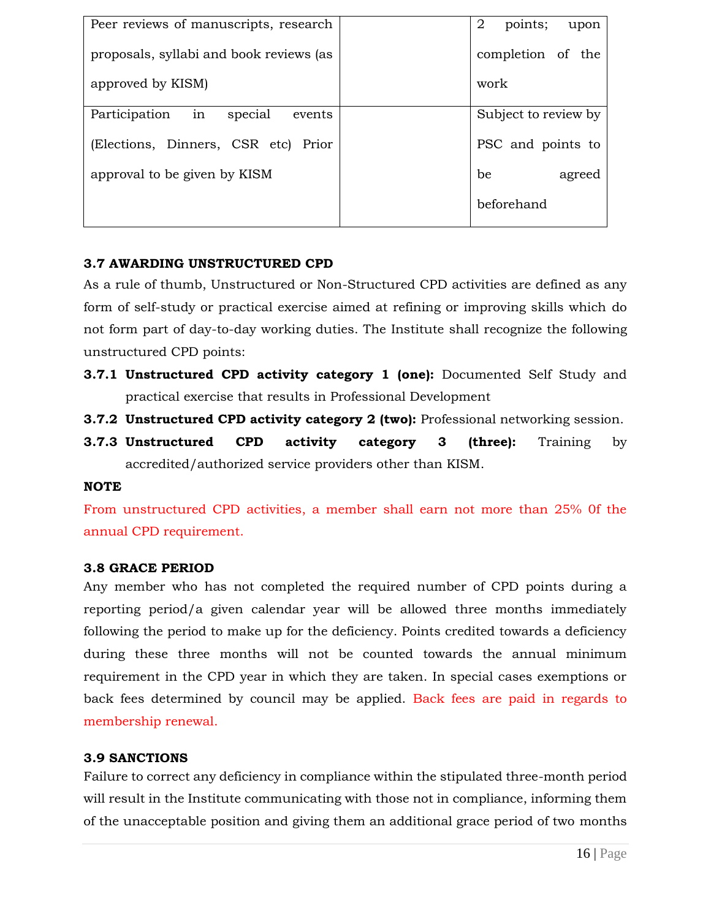| | | |
|---|---|---|
| Peer reviews of manuscripts, research proposals, syllabi and book reviews (as approved by KISM) | | 2 points; upon completion of the work |
| Participation in special events (Elections, Dinners, CSR etc) Prior approval to be given by KISM | | Subject to review by PSC and points to be agreed beforehand |

**3.7 AWARDING UNSTRUCTURED CPD**

As a rule of thumb, Unstructured or Non-Structured CPD activities are defined as any form of self-study or practical exercise aimed at refining or improving skills which do not form part of day-to-day working duties. The Institute shall recognize the following unstructured CPD points:

**3.7.1 Unstructured CPD activity category 1 (one):** Documented Self Study and practical exercise that results in Professional Development

**3.7.2 Unstructured CPD activity category 2 (two):** Professional networking session.

**3.7.3 Unstructured CPD activity category 3 (three):** Training by accredited/authorized service providers other than KISM.

**NOTE**

From unstructured CPD activities, a member shall earn not more than 25% 0f the annual CPD requirement.

**3.8 GRACE PERIOD**

Any member who has not completed the required number of CPD points during a reporting period/a given calendar year will be allowed three months immediately following the period to make up for the deficiency. Points credited towards a deficiency during these three months will not be counted towards the annual minimum requirement in the CPD year in which they are taken. In special cases exemptions or back fees determined by council may be applied. Back fees are paid in regards to membership renewal.

**3.9 SANCTIONS**

Failure to correct any deficiency in compliance within the stipulated three-month period will result in the Institute communicating with those not in compliance, informing them of the unacceptable position and giving them an additional grace period of two months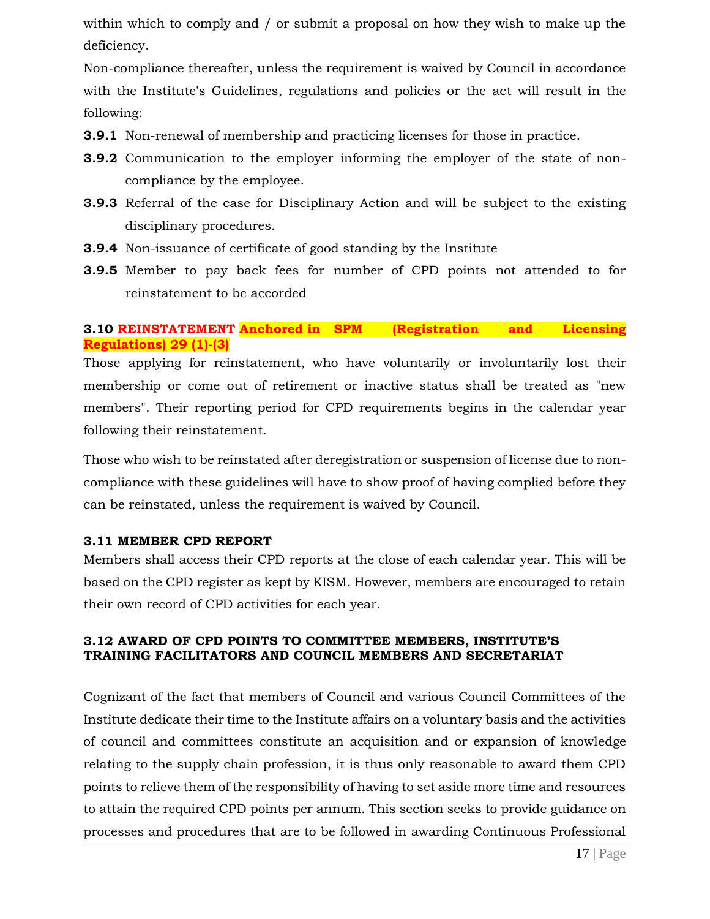within which to comply and / or submit a proposal on how they wish to make up the deficiency.

Non-compliance thereafter, unless the requirement is waived by Council in accordance with the Institute's Guidelines, regulations and policies or the act will result in the following:

**3.9.1** Non-renewal of membership and practicing licenses for those in practice.

**3.9.2** Communication to the employer informing the employer of the state of non-compliance by the employee.

**3.9.3** Referral of the case for Disciplinary Action and will be subject to the existing disciplinary procedures.

**3.9.4** Non-issuance of certificate of good standing by the Institute

**3.9.5** Member to pay back fees for number of CPD points not attended to for reinstatement to be accorded

### 3.10 REINSTATEMENT Anchored in SPM (Registration and Licensing Regulations) 29 (1)-(3)

Those applying for reinstatement, who have voluntarily or involuntarily lost their membership or come out of retirement or inactive status shall be treated as "new members". Their reporting period for CPD requirements begins in the calendar year following their reinstatement.

Those who wish to be reinstated after deregistration or suspension of license due to non-compliance with these guidelines will have to show proof of having complied before they can be reinstated, unless the requirement is waived by Council.

### 3.11 MEMBER CPD REPORT

Members shall access their CPD reports at the close of each calendar year. This will be based on the CPD register as kept by KISM. However, members are encouraged to retain their own record of CPD activities for each year.

### 3.12 AWARD OF CPD POINTS TO COMMITTEE MEMBERS, INSTITUTE'S TRAINING FACILITATORS AND COUNCIL MEMBERS AND SECRETARIAT

Cognizant of the fact that members of Council and various Council Committees of the Institute dedicate their time to the Institute affairs on a voluntary basis and the activities of council and committees constitute an acquisition and or expansion of knowledge relating to the supply chain profession, it is thus only reasonable to award them CPD points to relieve them of the responsibility of having to set aside more time and resources to attain the required CPD points per annum. This section seeks to provide guidance on processes and procedures that are to be followed in awarding Continuous Professional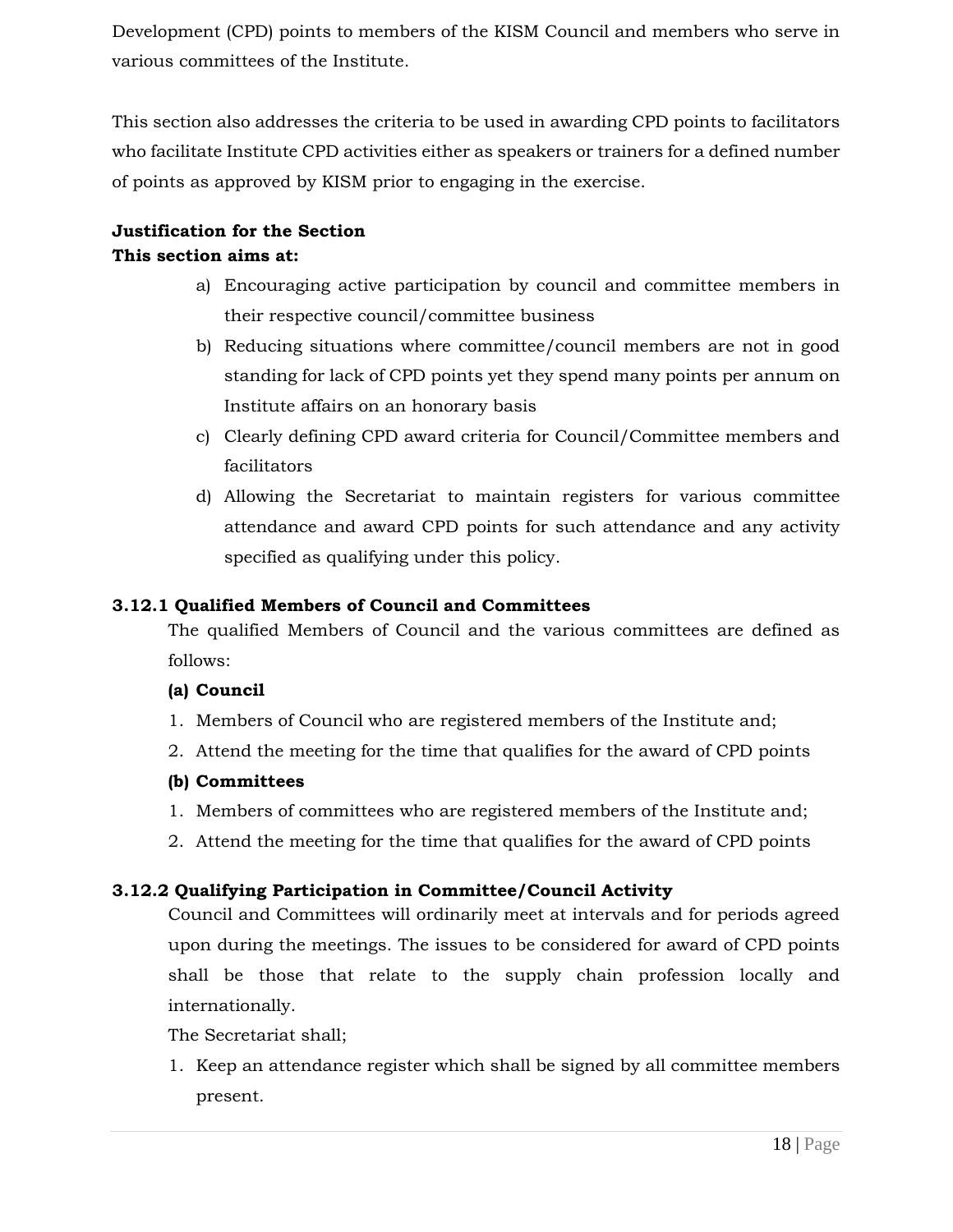Development (CPD) points to members of the KISM Council and members who serve in various committees of the Institute.

This section also addresses the criteria to be used in awarding CPD points to facilitators who facilitate Institute CPD activities either as speakers or trainers for a defined number of points as approved by KISM prior to engaging in the exercise.

**Justification for the Section**
**This section aims at:**

a) Encouraging active participation by council and committee members in their respective council/committee business
b) Reducing situations where committee/council members are not in good standing for lack of CPD points yet they spend many points per annum on Institute affairs on an honorary basis
c) Clearly defining CPD award criteria for Council/Committee members and facilitators
d) Allowing the Secretariat to maintain registers for various committee attendance and award CPD points for such attendance and any activity specified as qualifying under this policy.

### 3.12.1 Qualified Members of Council and Committees

The qualified Members of Council and the various committees are defined as follows:

**(a) Council**

1. Members of Council who are registered members of the Institute and;
2. Attend the meeting for the time that qualifies for the award of CPD points

**(b) Committees**

1. Members of committees who are registered members of the Institute and;
2. Attend the meeting for the time that qualifies for the award of CPD points

### 3.12.2 Qualifying Participation in Committee/Council Activity

Council and Committees will ordinarily meet at intervals and for periods agreed upon during the meetings. The issues to be considered for award of CPD points shall be those that relate to the supply chain profession locally and internationally.

The Secretariat shall;

1. Keep an attendance register which shall be signed by all committee members present.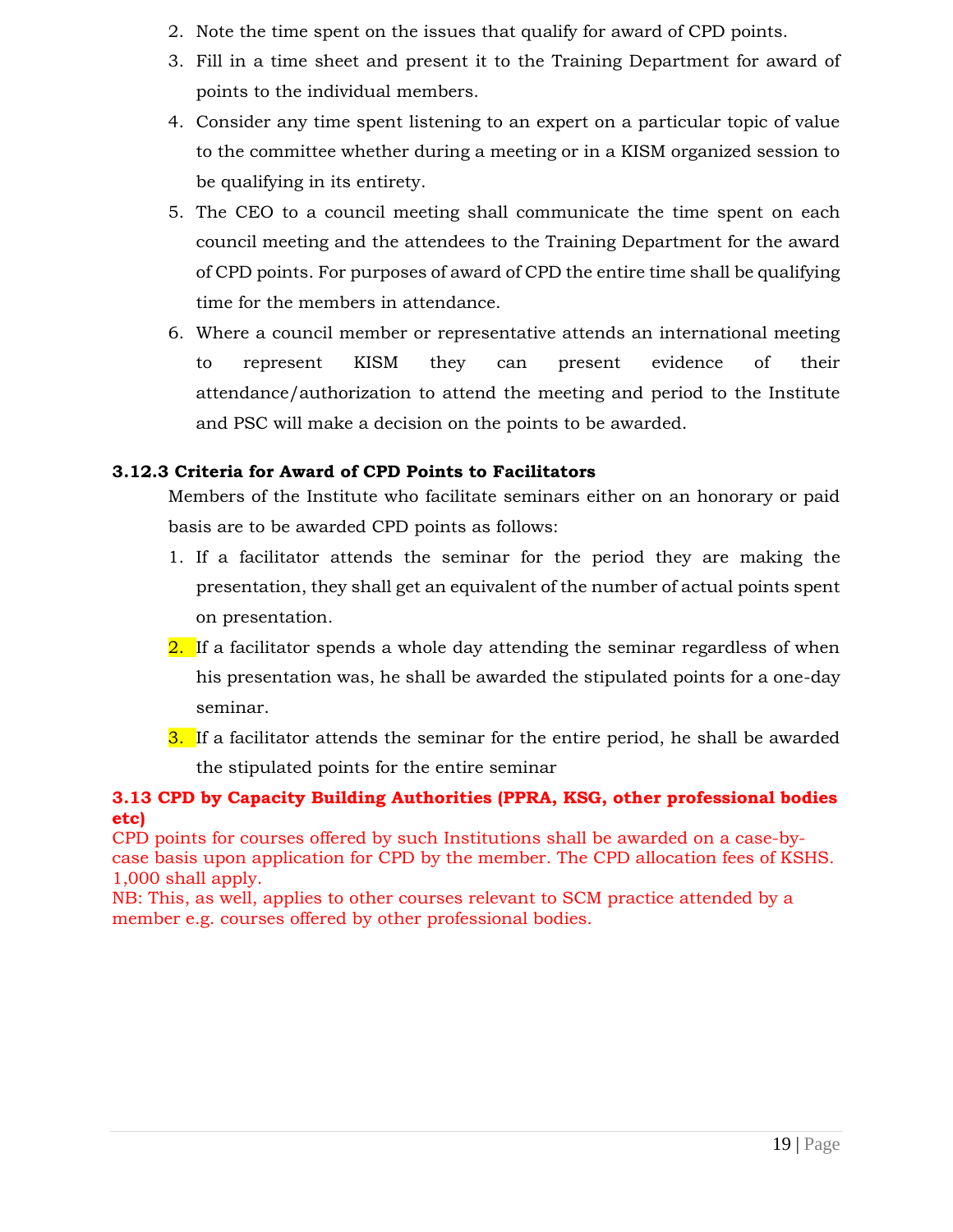2. Note the time spent on the issues that qualify for award of CPD points.
3. Fill in a time sheet and present it to the Training Department for award of points to the individual members.
4. Consider any time spent listening to an expert on a particular topic of value to the committee whether during a meeting or in a KISM organized session to be qualifying in its entirety.
5. The CEO to a council meeting shall communicate the time spent on each council meeting and the attendees to the Training Department for the award of CPD points. For purposes of award of CPD the entire time shall be qualifying time for the members in attendance.
6. Where a council member or representative attends an international meeting to represent KISM they can present evidence of their attendance/authorization to attend the meeting and period to the Institute and PSC will make a decision on the points to be awarded.

### 3.12.3 Criteria for Award of CPD Points to Facilitators

Members of the Institute who facilitate seminars either on an honorary or paid basis are to be awarded CPD points as follows:

1. If a facilitator attends the seminar for the period they are making the presentation, they shall get an equivalent of the number of actual points spent on presentation.
2. If a facilitator spends a whole day attending the seminar regardless of when his presentation was, he shall be awarded the stipulated points for a one-day seminar.
3. If a facilitator attends the seminar for the entire period, he shall be awarded the stipulated points for the entire seminar

### 3.13 CPD by Capacity Building Authorities (PPRA, KSG, other professional bodies etc)

CPD points for courses offered by such Institutions shall be awarded on a case-by-case basis upon application for CPD by the member. The CPD allocation fees of KSHS. 1,000 shall apply.

NB: This, as well, applies to other courses relevant to SCM practice attended by a member e.g. courses offered by other professional bodies.